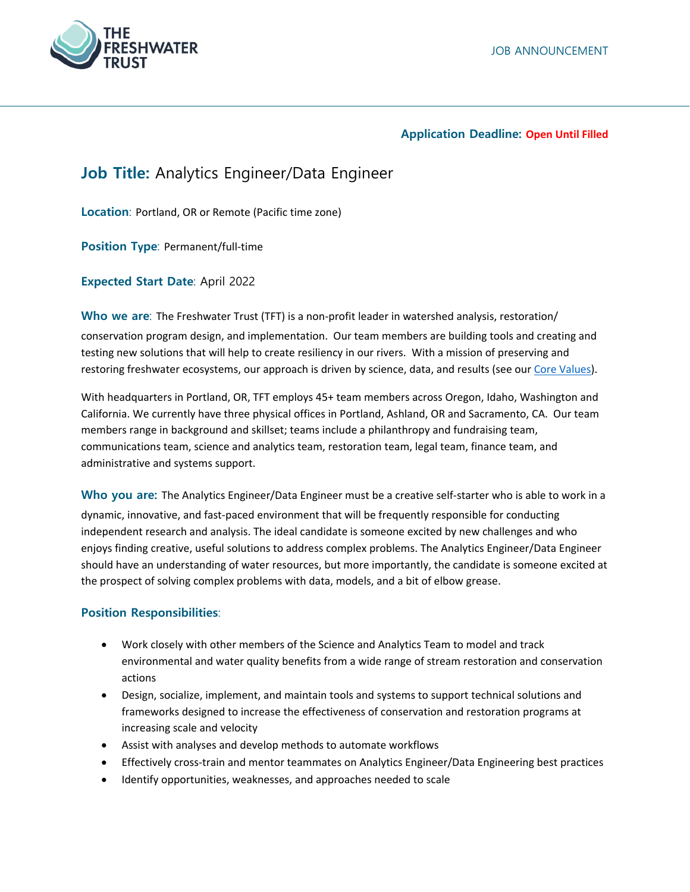THE FRESHWATER TRUST

JOB ANNOUNCEMENT

**Application Deadline:** **Open Until Filled**

# Job Title: Analytics Engineer/Data Engineer

**Location**: Portland, OR or Remote (Pacific time zone)

**Position Type**: Permanent/full-time

**Expected Start Date**: April 2022

**Who we are**: The Freshwater Trust (TFT) is a non-profit leader in watershed analysis, restoration/conservation program design, and implementation. Our team members are building tools and creating and testing new solutions that will help to create resiliency in our rivers. With a mission of preserving and restoring freshwater ecosystems, our approach is driven by science, data, and results (see our Core Values).

With headquarters in Portland, OR, TFT employs 45+ team members across Oregon, Idaho, Washington and California. We currently have three physical offices in Portland, Ashland, OR and Sacramento, CA. Our team members range in background and skillset; teams include a philanthropy and fundraising team, communications team, science and analytics team, restoration team, legal team, finance team, and administrative and systems support.

**Who you are:** The Analytics Engineer/Data Engineer must be a creative self-starter who is able to work in a dynamic, innovative, and fast-paced environment that will be frequently responsible for conducting independent research and analysis. The ideal candidate is someone excited by new challenges and who enjoys finding creative, useful solutions to address complex problems. The Analytics Engineer/Data Engineer should have an understanding of water resources, but more importantly, the candidate is someone excited at the prospect of solving complex problems with data, models, and a bit of elbow grease.

## Position Responsibilities:

- Work closely with other members of the Science and Analytics Team to model and track environmental and water quality benefits from a wide range of stream restoration and conservation actions
- Design, socialize, implement, and maintain tools and systems to support technical solutions and frameworks designed to increase the effectiveness of conservation and restoration programs at increasing scale and velocity
- Assist with analyses and develop methods to automate workflows
- Effectively cross-train and mentor teammates on Analytics Engineer/Data Engineering best practices
- Identify opportunities, weaknesses, and approaches needed to scale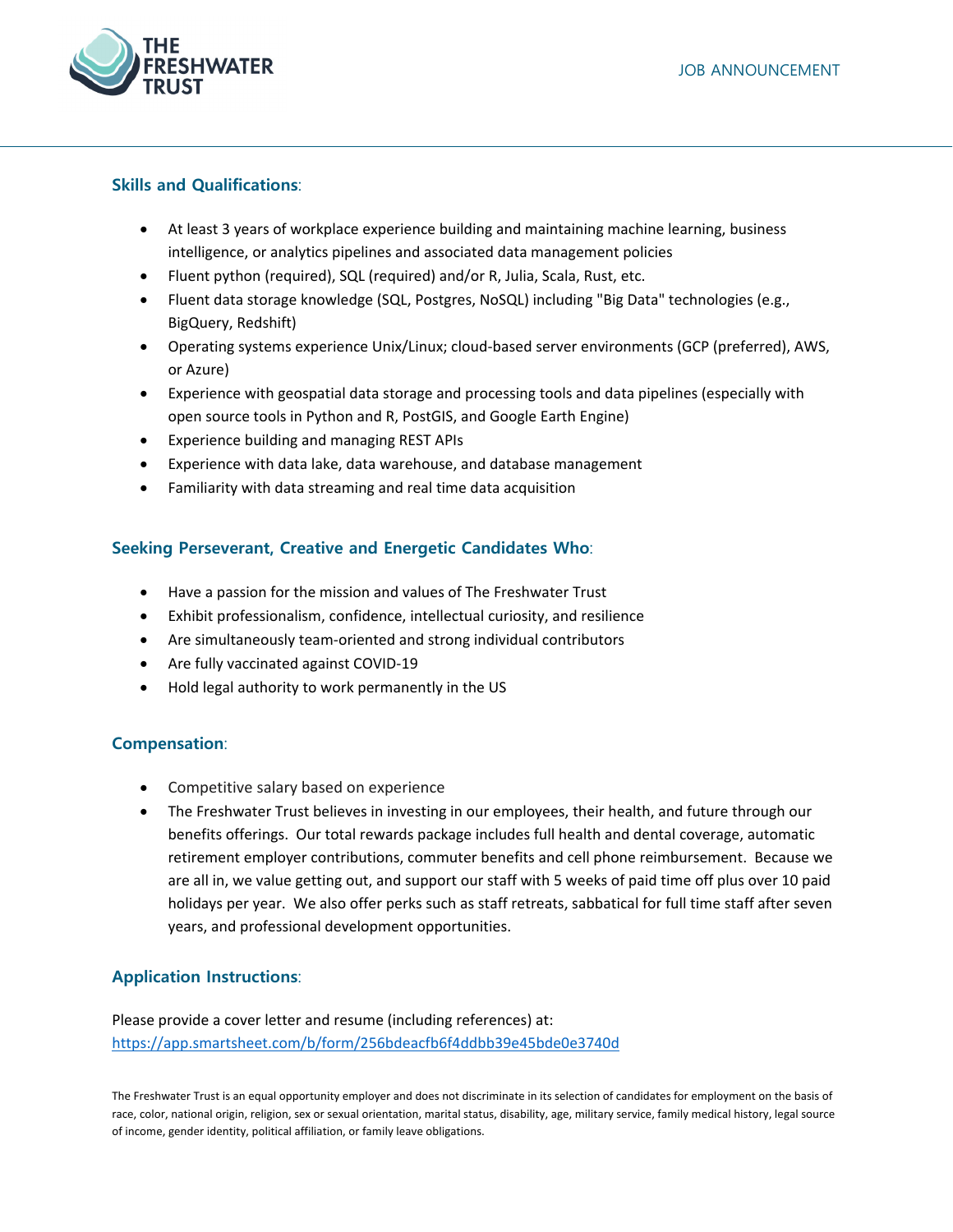### Skills and Qualifications:

- At least 3 years of workplace experience building and maintaining machine learning, business intelligence, or analytics pipelines and associated data management policies
- Fluent python (required), SQL (required) and/or R, Julia, Scala, Rust, etc.
- Fluent data storage knowledge (SQL, Postgres, NoSQL) including "Big Data" technologies (e.g., BigQuery, Redshift)
- Operating systems experience Unix/Linux; cloud-based server environments (GCP (preferred), AWS, or Azure)
- Experience with geospatial data storage and processing tools and data pipelines (especially with open source tools in Python and R, PostGIS, and Google Earth Engine)
- Experience building and managing REST APIs
- Experience with data lake, data warehouse, and database management
- Familiarity with data streaming and real time data acquisition

### Seeking Perseverant, Creative and Energetic Candidates Who:

- Have a passion for the mission and values of The Freshwater Trust
- Exhibit professionalism, confidence, intellectual curiosity, and resilience
- Are simultaneously team-oriented and strong individual contributors
- Are fully vaccinated against COVID-19
- Hold legal authority to work permanently in the US

### Compensation:

- Competitive salary based on experience
- The Freshwater Trust believes in investing in our employees, their health, and future through our benefits offerings. Our total rewards package includes full health and dental coverage, automatic retirement employer contributions, commuter benefits and cell phone reimbursement. Because we are all in, we value getting out, and support our staff with 5 weeks of paid time off plus over 10 paid holidays per year. We also offer perks such as staff retreats, sabbatical for full time staff after seven years, and professional development opportunities.

### Application Instructions:

Please provide a cover letter and resume (including references) at:
https://app.smartsheet.com/b/form/256bdeacfb6f4ddbb39e45bde0e3740d

The Freshwater Trust is an equal opportunity employer and does not discriminate in its selection of candidates for employment on the basis of race, color, national origin, religion, sex or sexual orientation, marital status, disability, age, military service, family medical history, legal source of income, gender identity, political affiliation, or family leave obligations.